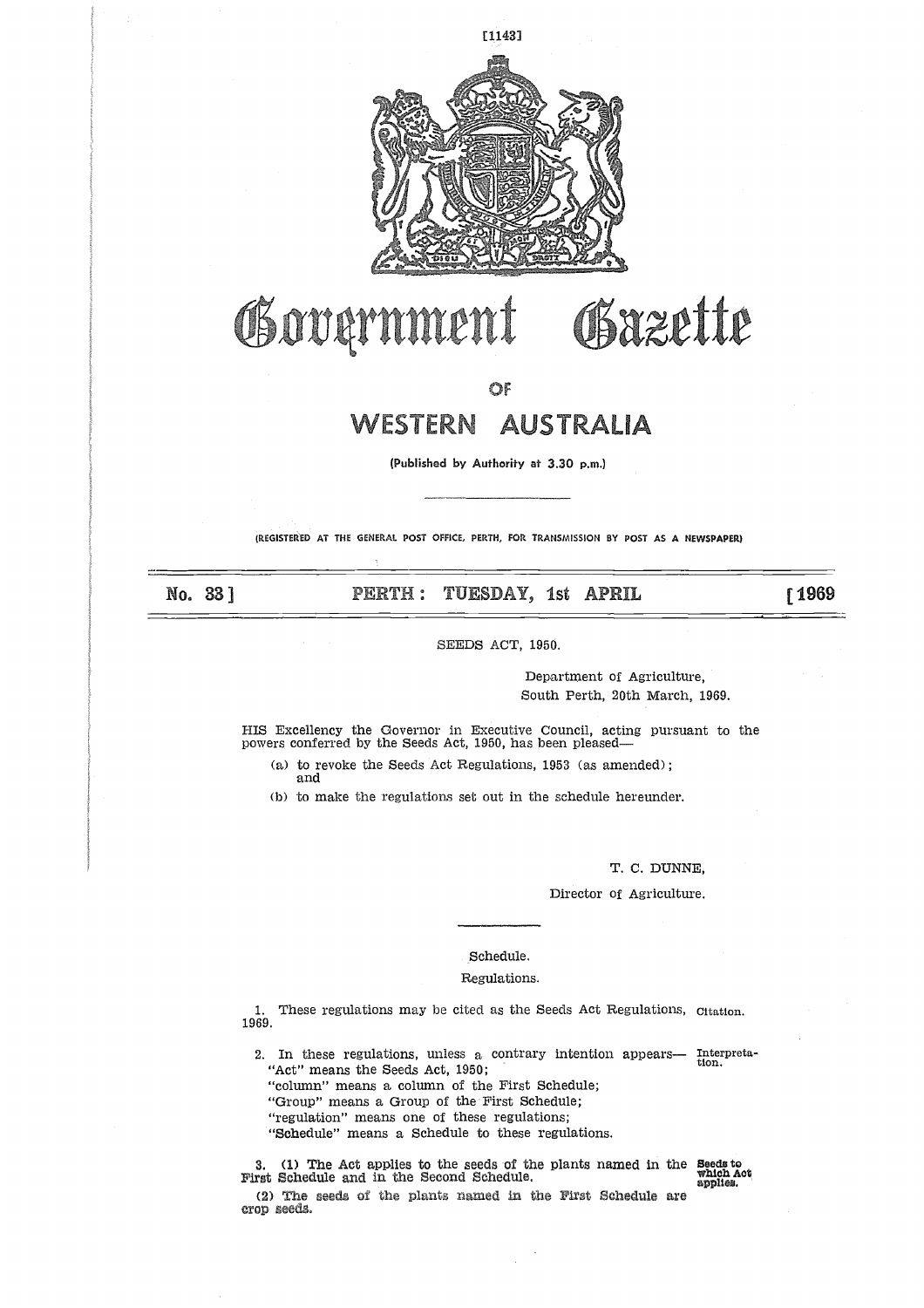# Government Gazette

## OF

# WESTERN AUSTRALIA

(Published by Authority at 3.30 p.m.)

(REGISTERED AT THE GENERAL POST OFFICE, PERTH, FOR TRANSMISSION BY POST AS A NEWSPAPER)

No. 33] PERTH: TUESDAY, 1st APRIL [1969

SEEDS ACT, 1950.

Department of Agriculture,
South Perth, 20th March, 1969.

HIS Excellency the Governor in Executive Council, acting pursuant to the powers conferred by the Seeds Act, 1950, has been pleased—

(a) to revoke the Seeds Act Regulations, 1953 (as amended); and

(b) to make the regulations set out in the schedule hereunder.

T. C. DUNNE,

Director of Agriculture.

Schedule.

Regulations.

*Citation.*

1. These regulations may be cited as the Seeds Act Regulations, 1969.

*Interpretation.*

2. In these regulations, unless a contrary intention appears—

"Act" means the Seeds Act, 1950;

"column" means a column of the First Schedule;

"Group" means a Group of the First Schedule;

"regulation" means one of these regulations;

"Schedule" means a Schedule to these regulations.

*Seeds to which Act applies.*

3. (1) The Act applies to the seeds of the plants named in the First Schedule and in the Second Schedule.

(2) The seeds of the plants named in the First Schedule are crop seeds.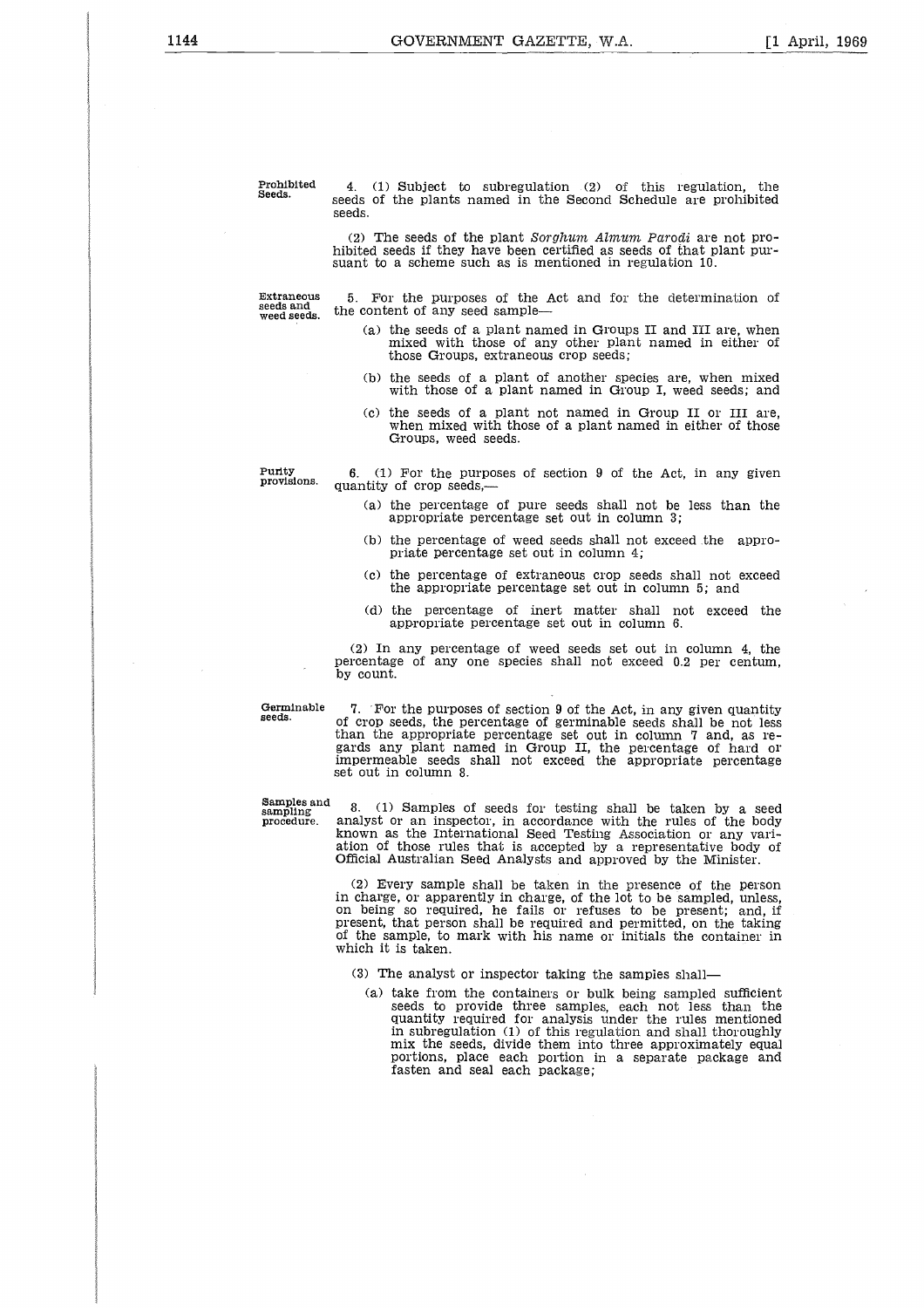**Prohibited Seeds.**

4. (1) Subject to subregulation (2) of this regulation, the seeds of the plants named in the Second Schedule are prohibited seeds.

(2) The seeds of the plant *Sorghum Almum Parodi* are not prohibited seeds if they have been certified as seeds of that plant pursuant to a scheme such as is mentioned in regulation 10.

**Extraneous seeds and weed seeds.**

5. For the purposes of the Act and for the determination of the content of any seed sample—

(a) the seeds of a plant named in Groups II and III are, when mixed with those of any other plant named in either of those Groups, extraneous crop seeds;

(b) the seeds of a plant of another species are, when mixed with those of a plant named in Group I, weed seeds; and

(c) the seeds of a plant not named in Group II or III are, when mixed with those of a plant named in either of those Groups, weed seeds.

**Purity provisions.**

6. (1) For the purposes of section 9 of the Act, in any given quantity of crop seeds,—

(a) the percentage of pure seeds shall not be less than the appropriate percentage set out in column 3;

(b) the percentage of weed seeds shall not exceed the appropriate percentage set out in column 4;

(c) the percentage of extraneous crop seeds shall not exceed the appropriate percentage set out in column 5; and

(d) the percentage of inert matter shall not exceed the appropriate percentage set out in column 6.

(2) In any percentage of weed seeds set out in column 4, the percentage of any one species shall not exceed 0.2 per centum, by count.

**Germinable seeds.**

7. For the purposes of section 9 of the Act, in any given quantity of crop seeds, the percentage of germinable seeds shall be not less than the appropriate percentage set out in column 7 and, as regards any plant named in Group II, the percentage of hard or impermeable seeds shall not exceed the appropriate percentage set out in column 8.

**Samples and sampling procedure.**

8. (1) Samples of seeds for testing shall be taken by a seed analyst or an inspector, in accordance with the rules of the body known as the International Seed Testing Association or any variation of those rules that is accepted by a representative body of Official Australian Seed Analysts and approved by the Minister.

(2) Every sample shall be taken in the presence of the person in charge, or apparently in charge, of the lot to be sampled, unless, on being so required, he fails or refuses to be present; and, if present, that person shall be required and permitted, on the taking of the sample, to mark with his name or initials the container in which it is taken.

(3) The analyst or inspector taking the samples shall—

(a) take from the containers or bulk being sampled sufficient seeds to provide three samples, each not less than the quantity required for analysis under the rules mentioned in subregulation (1) of this regulation and shall thoroughly mix the seeds, divide them into three approximately equal portions, place each portion in a separate package and fasten and seal each package;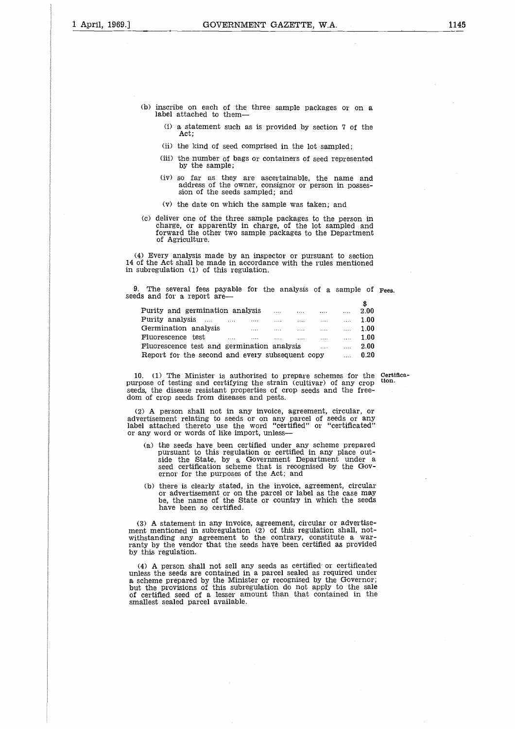(b) inscribe on each of the three sample packages or on a label attached to them—

(i) a statement such as is provided by section 7 of the Act;

(ii) the kind of seed comprised in the lot sampled;

(iii) the number of bags or containers of seed represented by the sample;

(iv) so far as they are ascertainable, the name and address of the owner, consignor or person in possession of the seeds sampled; and

(v) the date on which the sample was taken; and

(c) deliver one of the three sample packages to the person in charge, or apparently in charge, of the lot sampled and forward the other two sample packages to the Department of Agriculture.

(4) Every analysis made by an inspector or pursuant to section 14 of the Act shall be made in accordance with the rules mentioned in subregulation (1) of this regulation.

**Fees.**

9. The several fees payable for the analysis of a sample of seeds and for a report are—

| | $ |
|---|---|
| Purity and germination analysis | 2.00 |
| Purity analysis | 1.00 |
| Germination analysis | 1.00 |
| Fluorescence test | 1.00 |
| Fluorescence test and germination analysis | 2.00 |
| Report for the second and every subsequent copy | 0.20 |

**Certification.**

10. (1) The Minister is authorised to prepare schemes for the purpose of testing and certifying the strain (cultivar) of any crop seeds, the disease resistant properties of crop seeds and the freedom of crop seeds from diseases and pests.

(2) A person shall not in any invoice, agreement, circular, or advertisement relating to seeds or on any parcel of seeds or any label attached thereto use the word "certified" or "certificated" or any word or words of like import, unless—

(a) the seeds have been certified under any scheme prepared pursuant to this regulation or certified in any place outside the State, by a Government Department under a seed certification scheme that is recognised by the Governor for the purposes of the Act; and

(b) there is clearly stated, in the invoice, agreement, circular or advertisement or on the parcel or label as the case may be, the name of the State or country in which the seeds have been so certified.

(3) A statement in any invoice, agreement, circular or advertisement mentioned in subregulation (2) of this regulation shall, notwithstanding any agreement to the contrary, constitute a warranty by the vendor that the seeds have been certified as provided by this regulation.

(4) A person shall not sell any seeds as certified or certificated unless the seeds are contained in a parcel sealed as required under a scheme prepared by the Minister or recognised by the Governor; but the provisions of this subregulation do not apply to the sale of certified seed of a lesser amount than that contained in the smallest sealed parcel available.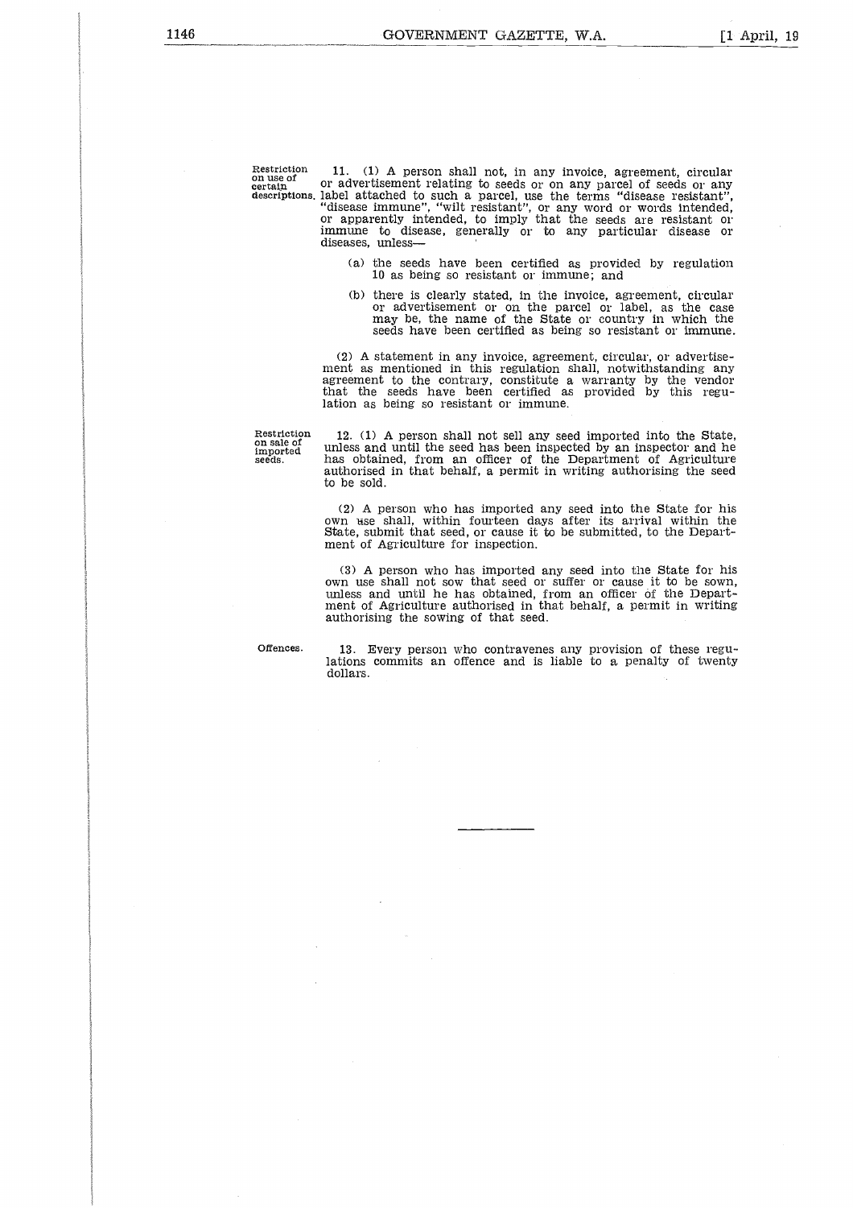**Restriction on use of certain descriptions.**

11. (1) A person shall not, in any invoice, agreement, circular or advertisement relating to seeds or on any parcel of seeds or any label attached to such a parcel, use the terms "disease resistant", "disease immune", "wilt resistant", or any word or words intended, or apparently intended, to imply that the seeds are resistant or immune to disease, generally or to any particular disease or diseases, unless—

(a) the seeds have been certified as provided by regulation 10 as being so resistant or immune; and

(b) there is clearly stated, in the invoice, agreement, circular or advertisement or on the parcel or label, as the case may be, the name of the State or country in which the seeds have been certified as being so resistant or immune.

(2) A statement in any invoice, agreement, circular, or advertisement as mentioned in this regulation shall, notwithstanding any agreement to the contrary, constitute a warranty by the vendor that the seeds have been certified as provided by this regulation as being so resistant or immune.

**Restriction on sale of imported seeds.**

12. (1) A person shall not sell any seed imported into the State, unless and until the seed has been inspected by an inspector and he has obtained, from an officer of the Department of Agriculture authorised in that behalf, a permit in writing authorising the seed to be sold.

(2) A person who has imported any seed into the State for his own use shall, within fourteen days after its arrival within the State, submit that seed, or cause it to be submitted, to the Department of Agriculture for inspection.

(3) A person who has imported any seed into the State for his own use shall not sow that seed or suffer or cause it to be sown, unless and until he has obtained, from an officer of the Department of Agriculture authorised in that behalf, a permit in writing authorising the sowing of that seed.

**Offences.**

13. Every person who contravenes any provision of these regulations commits an offence and is liable to a penalty of twenty dollars.

---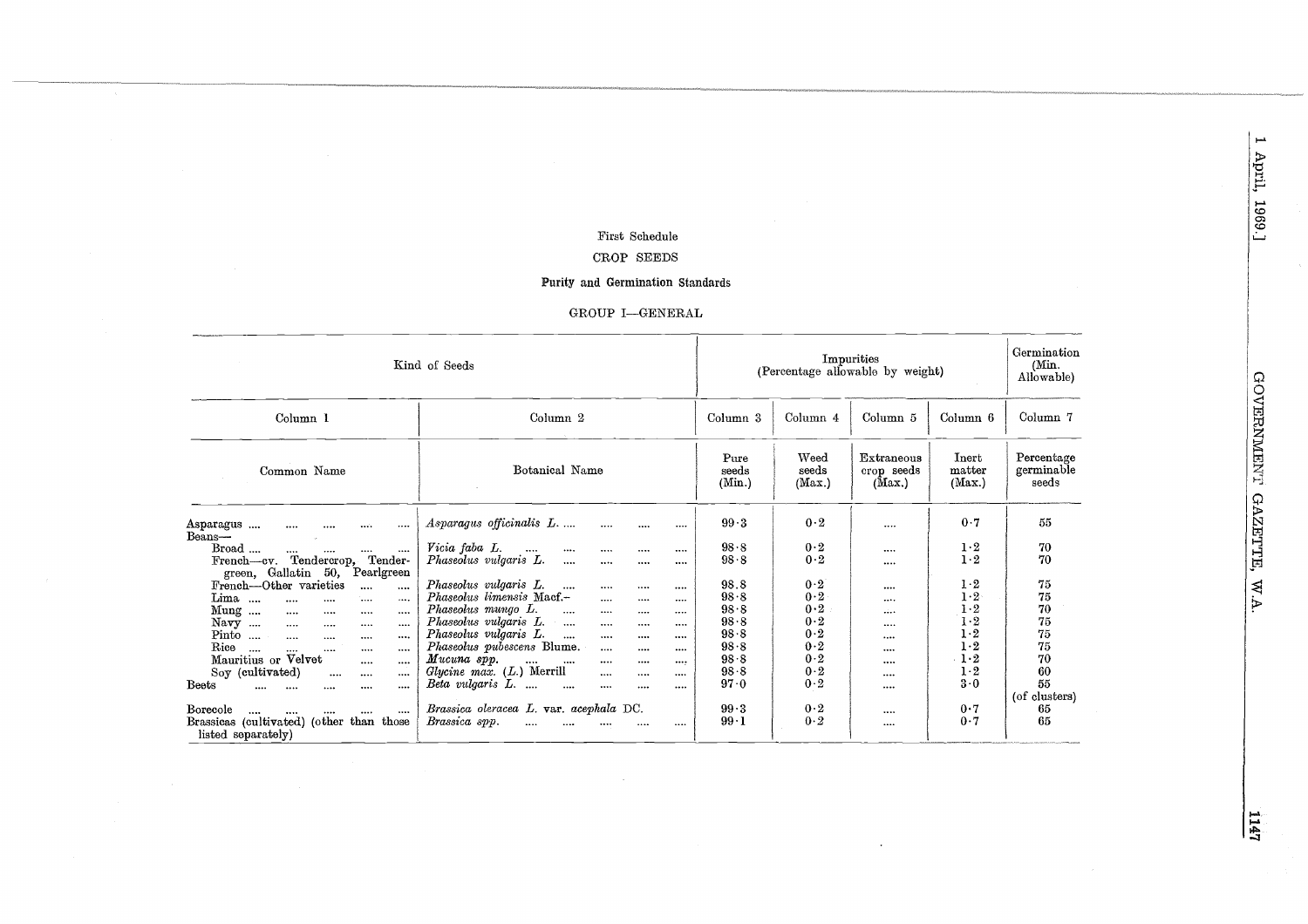First Schedule

CROP SEEDS

**Purity and Germination Standards**

GROUP I—GENERAL

| Kind of Seeds | | Impurities (Percentage allowable by weight) | | | | Germination (Min. Allowable) |
|---|---|---|---|---|---|---|
| Column 1 | Column 2 | Column 3 | Column 4 | Column 5 | Column 6 | Column 7 |
| Common Name | Botanical Name | Pure seeds (Min.) | Weed seeds (Max.) | Extraneous crop seeds (Max.) | Inert matter (Max.) | Percentage germinable seeds |
| Asparagus .... | *Asparagus officinalis L.* .... | 99·3 | 0·2 | .... | 0·7 | 55 |
| Beans— | | | | | | |
| Broad .... | *Vicia faba L.* | 98·8 | 0·2 | .... | 1·2 | 70 |
| French—cv. Tendercrop, Tendergreen, Gallatin 50, Pearlgreen | *Phaseolus vulgaris L.* | 98·8 | 0·2 | .... | 1·2 | 70 |
| French—Other varieties | *Phaseolus vulgaris L.* | 98.8 | 0·2 | .... | 1·2 | 75 |
| Lima .... | *Phaseolus limensis* Macf.- | 98·8 | 0·2 | .... | 1·2 | 75 |
| Mung .... | *Phaseolus mungo L.* | 98·8 | 0·2 | .... | 1·2 | 70 |
| Navy .... | *Phaseolus vulgaris L.* | 98·8 | 0·2 | .... | 1·2 | 75 |
| Pinto .... | *Phaseolus vulgaris L.* | 98·8 | 0·2 | .... | 1·2 | 75 |
| Rice .... | *Phaseolus pubescens* Blume. | 98·8 | 0·2 | .... | 1·2 | 75 |
| Mauritius or Velvet | *Mucuna spp.* | 98·8 | 0·2 | .... | 1·2 | 70 |
| Soy (cultivated) | *Glycine max.* (*L.*) Merrill | 98·8 | 0·2 | .... | 1·2 | 60 |
| Beets .... | *Beta vulgaris L.* .... | 97·0 | 0·2 | .... | 3·0 | 55 (of clusters) |
| Borecole .... | *Brassica oleracea L.* var. *acephala* DC. | 99·3 | 0·2 | .... | 0·7 | 65 |
| Brassicas (cultivated) (other than those listed separately) | *Brassica spp.* | 99·1 | 0·2 | .... | 0·7 | 65 |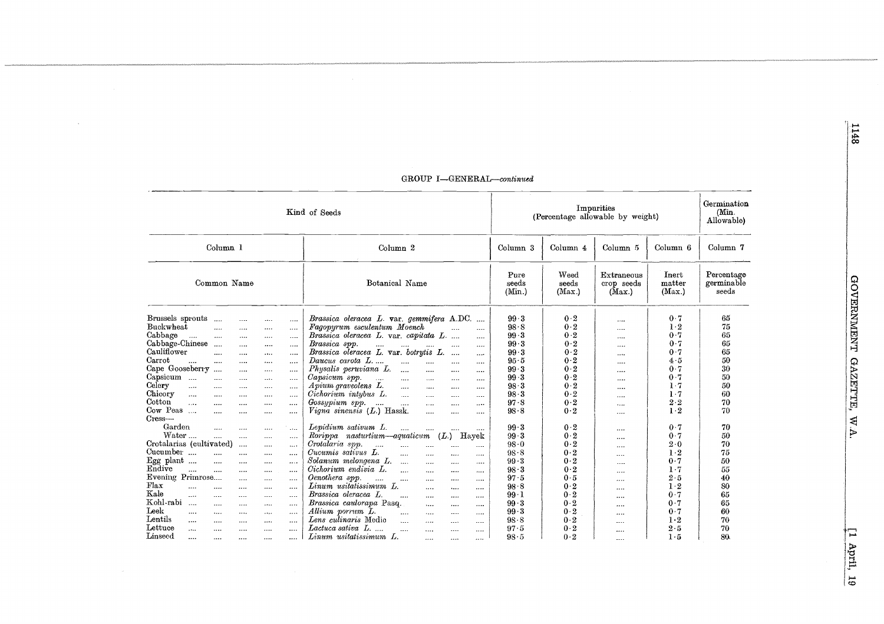GROUP I—GENERAL—*continued*

| Kind of Seeds | | Impurities (Percentage allowable by weight) | | | | Germination (Min. Allowable) |
|---|---|---|---|---|---|---|
| Column 1 | Column 2 | Column 3 | Column 4 | Column 5 | Column 6 | Column 7 |
| Common Name | Botanical Name | Pure seeds (Min.) | Weed seeds (Max.) | Extraneous crop seeds (Max.) | Inert matter (Max.) | Percentage germinable seeds |
| Brussels sprouts | *Brassica oleracea L.* var. *gemmifera* A.DC. | 99·3 | 0·2 | .... | 0·7 | 65 |
| Buckwheat | *Fagopyrum esculentum Moench* | 98·8 | 0·2 | .... | 1·2 | 75 |
| Cabbage | *Brassica oleracea L.* var. *capitata L.* | 99·3 | 0·2 | .... | 0·7 | 65 |
| Cabbage-Chinese | *Brassica spp.* | 99·3 | 0·2 | .... | 0·7 | 65 |
| Cauliflower | *Brassica oleracea L.* var. *botrytis L.* | 99·3 | 0·2 | .... | 0·7 | 65 |
| Carrot | *Daucus carota L.* | 95·5 | 0·2 | .... | 4·5 | 50 |
| Cape Gooseberry | *Physalis peruviana L.* | 99·3 | 0·2 | .... | 0·7 | 30 |
| Capsicum | *Capsicum spp.* | 99·3 | 0·2 | .... | 0·7 | 50 |
| Celery | *Apium graveolens L.* | 98·3 | 0·2 | .... | 1·7 | 50 |
| Chicory | *Cichorium intybus L.* | 98·3 | 0·2 | .... | 1·7 | 60 |
| Cotton | *Gossypium spp.* | 97·8 | 0·2 | .... | 2·2 | 70 |
| Cow Peas | *Vigna sinensis (L.)* Hassk. | 98·8 | 0·2 | .... | 1·2 | 70 |
| Cress— | | | | | | |
| Garden | *Lepidium sativum L.* | 99·3 | 0·2 | .... | 0·7 | 70 |
| Water | *Rorippa nasturtium—aquaticum (L.)* Hayek | 99·3 | 0·2 | .... | 0·7 | 50 |
| Crotalarias (cultivated) | *Crotalaria spp.* | 98·0 | 0·2 | .... | 2·0 | 70 |
| Cucumber | *Cucumis sativus L.* | 98·8 | 0·2 | .... | 1·2 | 75 |
| Egg plant | *Solanum melongena L.* | 99·3 | 0·2 | .... | 0·7 | 50 |
| Endive | *Cichorium endivia L.* | 98·3 | 0·2 | .... | 1·7 | 55 |
| Evening Primrose | *Oenothera spp.* | 97·5 | 0·5 | .... | 2·5 | 40 |
| Flax | *Linum usitatissimum L.* | 98·8 | 0·2 | .... | 1·2 | 80 |
| Kale | *Brassica oleracea L.* | 99·1 | 0·2 | .... | 0·7 | 65 |
| Kohl-rabi | *Brassica caulorapa* Pasq. | 99·3 | 0·2 | .... | 0·7 | 65 |
| Leek | *Allium porrum L.* | 99·3 | 0·2 | .... | 0·7 | 60 |
| Lentils | *Lens culinaris* Medic | 98·8 | 0·2 | .... | 1·2 | 70 |
| Lettuce | *Lactuca sativa L.* | 97·5 | 0·2 | .... | 2·5 | 70 |
| Linseed | *Linum usitatissimum L.* | 98·5 | 0·2 | .... | 1·5 | 80 |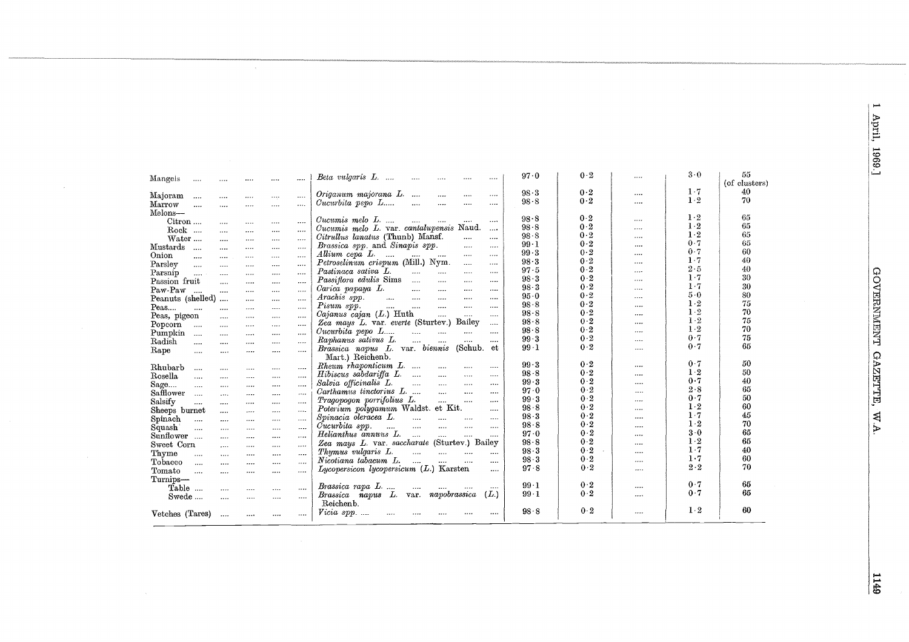| | | | | | | |
|---|---|---|---|---|---|---|
| Mangels | *Beta vulgaris* L. | 97·0 | 0·2 | .... | 3·0 | 55 (of clusters) |
| Majoram | *Origanum majorana* L. | 98·3 | 0·2 | .... | 1·7 | 40 |
| Marrow | *Cucurbita pepo* L. | 98·8 | 0·2 | .... | 1·2 | 70 |
| Melons— | | | | | | |
| Citron | *Cucumis melo* L. | 98·8 | 0·2 | .... | 1·2 | 65 |
| Rock | *Cucumis melo* L. var. *cantalupensis* Naud. | 98·8 | 0·2 | .... | 1·2 | 65 |
| Water | *Citrullus lanatus* (Thunb) Mansf. | 98·8 | 0·2 | .... | 1·2 | 65 |
| Mustards | *Brassica spp.* and *Sinapis spp.* | 99·1 | 0·2 | .... | 0·7 | 65 |
| Onion | *Allium cepa* L. | 99·3 | 0·2 | .... | 0·7 | 60 |
| Parsley | *Petroselinum crispum* (Mill.) Nym. | 98·3 | 0·2 | .... | 1·7 | 40 |
| Parsnip | *Pastinaca sativa* L. | 97·5 | 0·2 | .... | 2·5 | 40 |
| Passion fruit | *Passiflora edulis* Sims | 98·3 | 0·2 | .... | 1·7 | 30 |
| Paw-Paw | *Carica papaya* L. | 98·3 | 0·2 | .... | 1·7 | 30 |
| Peanuts (shelled) | *Arachis spp.* | 95·0 | 0·2 | .... | 5·0 | 80 |
| Peas | *Pisum spp.* | 98·8 | 0·2 | .... | 1·2 | 75 |
| Peas, pigeon | *Cajanus cajan* (L.) Huth | 98·8 | 0·2 | .... | 1·2 | 70 |
| Popcorn | *Zea mays* L. var. *everte* (Sturtev.) Bailey | 98·8 | 0·2 | .... | 1·2 | 75 |
| Pumpkin | *Cucurbita pepo* L. | 98·8 | 0·2 | .... | 1·2 | 70 |
| Radish | *Raphanus sativus* L. | 99·3 | 0·2 | .... | 0·7 | 75 |
| Rape | *Brassica napus* L. var. *biennis* (Schub. et Mart.) Reichenb. | 99·1 | 0·2 | .... | 0·7 | 65 |
| Rhubarb | *Rheum rhaponticum* L. | 99·3 | 0·2 | .... | 0·7 | 50 |
| Rosella | *Hibiscus sabdariffa* L. | 98·8 | 0·2 | .... | 1·2 | 50 |
| Sage | *Salvia officinalis* L. | 99·3 | 0·2 | .... | 0·7 | 40 |
| Safflower | *Carthamus tinctorius* L. | 97·0 | 0·2 | .... | 2·8 | 65 |
| Salsify | *Tragopogon porrifolius* L. | 99·3 | 0·2 | .... | 0·7 | 50 |
| Sheeps burnet | *Poterium polygamum* Waldst. et Kit. | 98·8 | 0·2 | .... | 1·2 | 60 |
| Spinach | *Spinacia oleracea* L. | 98·3 | 0·2 | .... | 1·7 | 45 |
| Squash | *Cucurbita spp.* | 98·8 | 0·2 | .... | 1·2 | 70 |
| Sunflower | *Helianthus annuus* L. | 97·0 | 0·2 | .... | 3·0 | 65 |
| Sweet Corn | *Zea mays* L. var. *saccharate* (Sturtev.) Bailey | 98·8 | 0·2 | .... | 1·2 | 65 |
| Thyme | *Thymus vulgaris* L. | 98·3 | 0·2 | .... | 1·7 | 40 |
| Tobacco | *Nicotiana tabacum* L. | 98·3 | 0·2 | .... | 1·7 | 60 |
| Tomato | *Lycopersicon lycopersicum* (L.) Karsten | 97·8 | 0·2 | .... | 2·2 | 70 |
| Turnips— | | | | | | |
| Table | *Brassica rapa* L. | 99·1 | 0·2 | .... | 0·7 | 65 |
| Swede | *Brassica napus* L. var. *napobrassica* (L.) Reichenb. | 99·1 | 0·2 | .... | 0·7 | 65 |
| Vetches (Tares) | *Vicia spp.* | 98·8 | 0·2 | .... | 1·2 | 60 |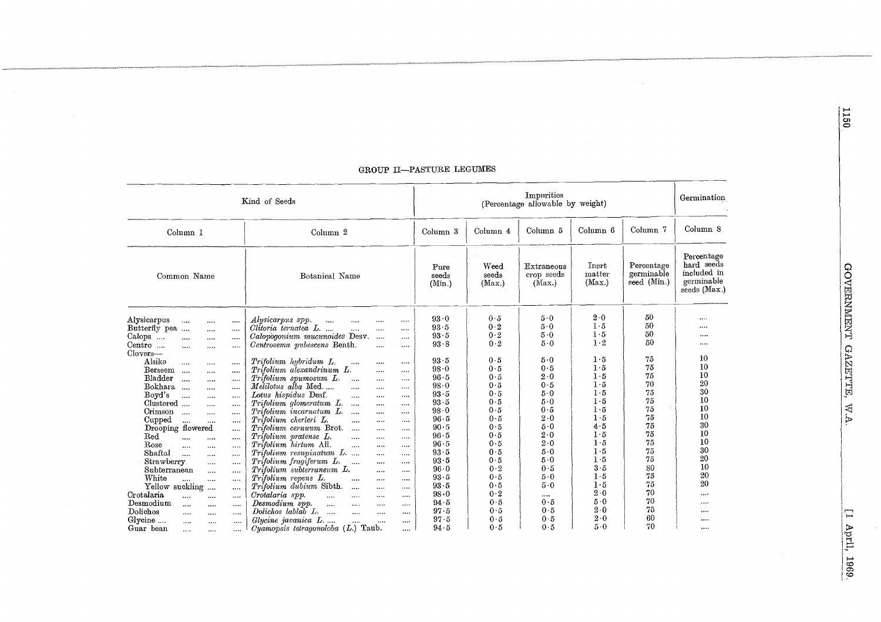## GROUP II—PASTURE LEGUMES

| Kind of Seeds | | Impurities (Percentage allowable by weight) | | | | | Germination |
|---|---|---|---|---|---|---|---|
| Column 1 | Column 2 | Column 3 | Column 4 | Column 5 | Column 6 | Column 7 | Column 8 |
| Common Name | Botanical Name | Pure seeds (Min.) | Weed seeds (Max.) | Extraneous crop seeds (Max.) | Inert matter (Max.) | Percentage germinable seed (Min.) | Percentage hard seeds included in germinable seeds (Max.) |
| Alysicarpus .... .... .... | *Alysicarpus spp.* .... .... .... .... | 93·0 | 0·5 | 5·0 | 2·0 | 50 | .... |
| Butterfly pea .... .... .... | *Clitoria ternatea L.* .... .... .... .... | 93·5 | 0·2 | 5·0 | 1·5 | 50 | .... |
| Calops .... .... .... .... | *Calopogonium mucunoides* Desv. .... .... | 93·5 | 0·2 | 5·0 | 1·5 | 50 | .... |
| Centro .... .... .... .... | *Centrosema pubescens* Benth. .... .... | 93·8 | 0·2 | 5·0 | 1·2 | 50 | .... |
| Clovers— | | | | | | | |
| Alsike .... .... .... | *Trifolium hybridum L.* .... .... .... | 93·5 | 0·5 | 5·0 | 1·5 | 75 | 10 |
| Berseem .... .... .... | *Trifolium alexandrinum L.* .... .... | 98·0 | 0·5 | 0·5 | 1·5 | 75 | 10 |
| Bladder .... .... .... | *Trifolium spumosum L.* .... .... .... | 96·5 | 0·5 | 2·0 | 1·5 | 75 | 10 |
| Bokhara .... .... .... | *Melilotus alba* Med. .... .... .... | 98·0 | 0·5 | 0·5 | 1·5 | 70 | 20 |
| Boyd's .... .... .... | *Lotus hispidus* Desf. .... .... .... | 93·5 | 0·5 | 5·0 | 1·5 | 75 | 30 |
| Clustered .... .... .... | *Trifolium glomeratum L.* .... .... | 93·5 | 0·5 | 5·0 | 1·5 | 75 | 10 |
| Crimson .... .... .... | *Trifolium incarnatum L.* .... .... | 98·0 | 0·5 | 0·5 | 1·5 | 75 | 10 |
| Cupped .... .... .... | *Trifolium cherleri L.* .... .... .... | 96·5 | 0·5 | 2·0 | 1·5 | 75 | 10 |
| Drooping flowered .... | *Trifolium cernuum* Brot. .... .... | 90·5 | 0·5 | 5·0 | 4·5 | 75 | 30 |
| Red .... .... .... | *Trifolium pratense L.* .... .... .... | 96·5 | 0·5 | 2·0 | 1·5 | 75 | 10 |
| Rose .... .... .... | *Trifolium hirtum* All. .... .... .... | 96·5 | 0·5 | 2·0 | 1·5 | 75 | 10 |
| Shaftal .... .... .... | *Trifolium resupinatum L.* .... .... | 93·5 | 0·5 | 5·0 | 1·5 | 75 | 30 |
| Strawberry .... .... | *Trifolium fragiferum L.* .... .... | 93·5 | 0·5 | 5·0 | 1·5 | 75 | 20 |
| Subterranean .... .... | *Trifolium subterraneum L.* .... .... | 96·0 | 0·2 | 0·5 | 3·5 | 80 | 10 |
| White .... .... .... | *Trifolium repens L.* .... .... .... | 93·5 | 0·5 | 5·0 | 1·5 | 75 | 20 |
| Yellow suckling .... .... | *Trifolium dubium* Sibth. .... .... | 93·5 | 0·5 | 5·0 | 1·5 | 75 | 20 |
| Crotalaria .... .... .... | *Crotalaria spp.* .... .... .... .... | 98·0 | 0·2 | .... | 2·0 | 70 | .... |
| Desmodium .... .... .... | *Desmodium spp.* .... .... .... .... | 94·5 | 0·5 | 0·5 | 5·0 | 70 | .... |
| Dolichos .... .... .... | *Dolichos lablab L.* .... .... .... .... | 97·5 | 0·5 | 0·5 | 2·0 | 75 | .... |
| Glycine .... .... .... .... | *Glycine javanica L.* .... .... .... .... | 97·5 | 0·5 | 0·5 | 2·0 | 60 | .... |
| Guar bean .... .... .... | *Cyamopsis tetragonoloba (L.)* Taub. .... | 94·5 | 0·5 | 0·5 | 5·0 | 70 | .... |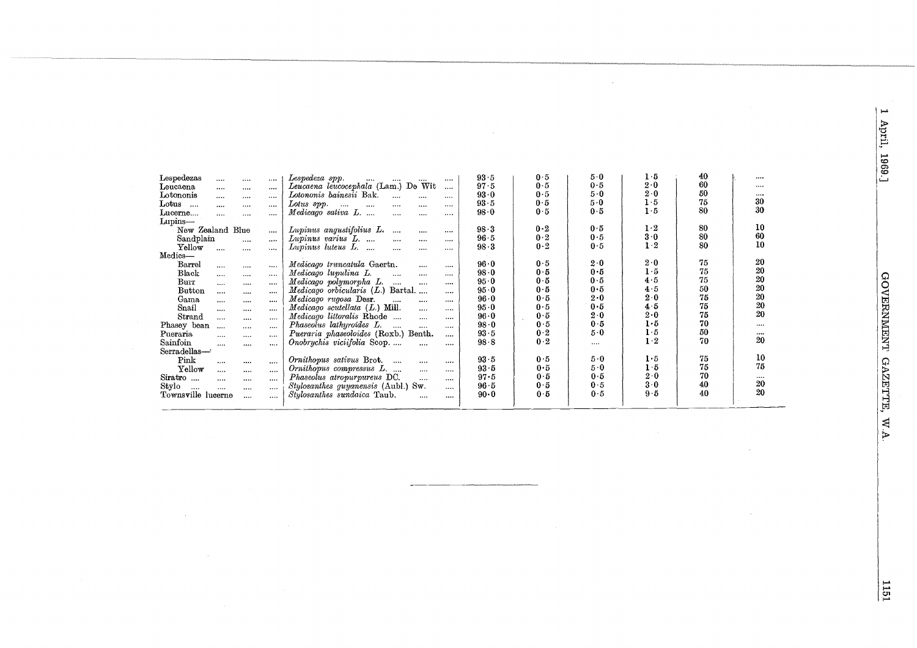| | | | | | | | |
|---|---|---|---|---|---|---|---|
| Lespedezas | *Lespedeza spp.* | 93·5 | 0·5 | 5·0 | 1·5 | 40 | .... |
| Leucaena | *Leucaena leucocephala* (Lam.) De Wit | 97·5 | 0·5 | 0·5 | 2·0 | 60 | .... |
| Lotononis | *Lotononis bainesii* Bak. | 93·0 | 0·5 | 5·0 | 2·0 | 50 | .... |
| Lotus | *Lotus spp.* | 93·5 | 0·5 | 5·0 | 1·5 | 75 | 30 |
| Lucerne | *Medicago sativa L.* | 98·0 | 0·5 | 0·5 | 1·5 | 80 | 30 |
| Lupins— | | | | | | | |
| New Zealand Blue | *Lupinus angustifolius L.* | 98·3 | 0·2 | 0·5 | 1·2 | 80 | 10 |
| Sandplain | *Lupinus varius L.* | 96·5 | 0·2 | 0·5 | 3·0 | 80 | 60 |
| Yellow | *Lupinus luteus L.* | 98·3 | 0·2 | 0·5 | 1·2 | 80 | 10 |
| Medics— | | | | | | | |
| Barrel | *Medicago truncatula* Gaertn. | 96·0 | 0·5 | 2·0 | 2·0 | 75 | 20 |
| Black | *Medicago lupulina L.* | 98·0 | 0·5 | 0·5 | 1·5 | 75 | 20 |
| Burr | *Medicago polymorpha L.* | 95·0 | 0·5 | 0·5 | 4·5 | 75 | 20 |
| Button | *Medicago orbicularis* (*L.*) Bartal. | 95·0 | 0·5 | 0·5 | 4·5 | 50 | 20 |
| Gama | *Medicago rugosa* Desr. | 96·0 | 0·5 | 2·0 | 2·0 | 75 | 20 |
| Snail | *Medicago scutellata* (*L.*) Mill. | 95·0 | 0·5 | 0·5 | 4·5 | 75 | 20 |
| Strand | *Medicago littoralis* Rhode | 96·0 | 0·5 | 2·0 | 2·0 | 75 | 20 |
| Phasey bean | *Phaseolus lathyroides L.* | 98·0 | 0·5 | 0·5 | 1·5 | 70 | .... |
| Pueraria | *Pueraria phaseoloides* (Roxb.) Benth. | 93·5 | 0·2 | 5·0 | 1·5 | 50 | .... |
| Sainfoin | *Onobrychis viciifolia* Scop. | 98·8 | 0·2 | .... | 1·2 | 70 | 20 |
| Serradellas— | | | | | | | |
| Pink | *Ornithopus sativus* Brot. | 93·5 | 0·5 | 5·0 | 1·5 | 75 | 10 |
| Yellow | *Ornithopus compressus L.* | 93·5 | 0·5 | 5·0 | 1·5 | 75 | 75 |
| Siratro | *Phaseolus atropurpureus* DC. | 97·5 | 0·5 | 0·5 | 2·0 | 70 | .... |
| Stylo | *Stylosanthes guyanensis* (Aubl.) Sw. | 96·5 | 0·5 | 0·5 | 3·0 | 40 | 20 |
| Townsville lucerne | *Stylosanthes sundaica* Taub. | 90·0 | 0·5 | 0·5 | 9·5 | 40 | 20 |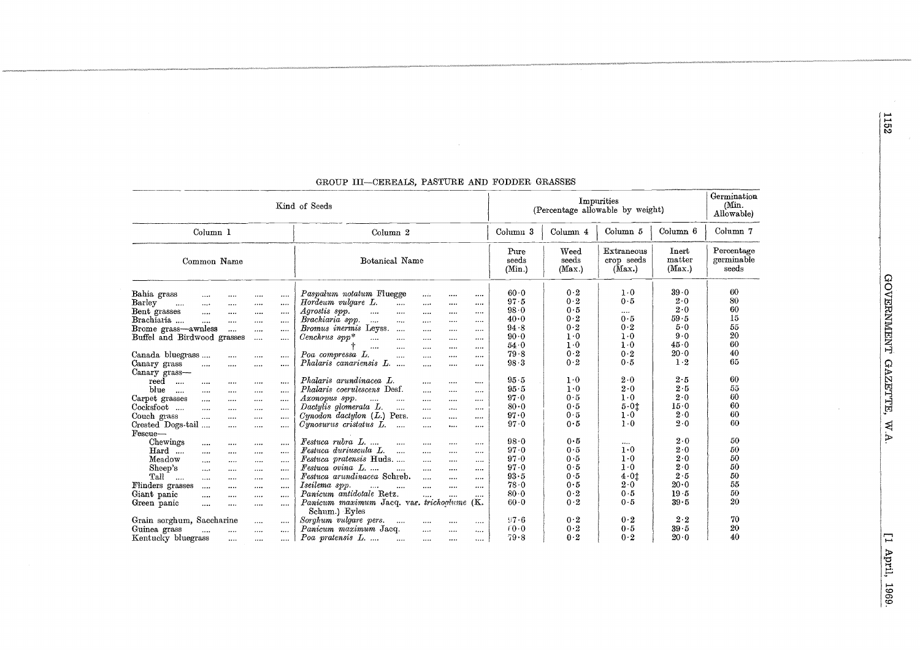## GROUP III—CEREALS, PASTURE AND FODDER GRASSES

| Kind of Seeds | | Impurities (Percentage allowable by weight) | | | | Germination (Min. Allowable) |
|---|---|---|---|---|---|---|
| Column 1 | Column 2 | Column 3 | Column 4 | Column 5 | Column 6 | Column 7 |
| Common Name | Botanical Name | Pure seeds (Min.) | Weed seeds (Max.) | Extraneous crop seeds (Max.) | Inert matter (Max.) | Percentage germinable seeds |
| Bahia grass | *Paspalum notatum* Fluegge | 60·0 | 0·2 | 1·0 | 39·0 | 60 |
| Barley | *Hordeum vulgare* L. | 97·5 | 0·2 | 0·5 | 2·0 | 80 |
| Bent grasses | *Agrostis spp.* | 98·0 | 0·5 | .... | 2·0 | 60 |
| Brachiaria | *Brachiaria spp.* | 40·0 | 0·2 | 0·5 | 59·5 | 15 |
| Brome grass—awnless | *Bromus inermis* Leyss. | 94·8 | 0·2 | 0·2 | 5·0 | 55 |
| Buffel and Birdwood grasses | *Cenchrus spp*\* | 90·0 | 1·0 | 1·0 | 9·0 | 20 |
| | † | 54·0 | 1·0 | 1·0 | 45·0 | 60 |
| Canada bluegrass | *Poa compressa* L. | 79·8 | 0·2 | 0·2 | 20·0 | 40 |
| Canary grass | *Phalaris canariensis* L. | 98·3 | 0·2 | 0·5 | 1·2 | 65 |
| Canary grass— | | | | | | |
| reed | *Phalaris arundinacea* L. | 95·5 | 1·0 | 2·0 | 2·5 | 60 |
| blue | *Phalaris coerulescens* Desf. | 95·5 | 1·0 | 2·0 | 2·5 | 55 |
| Carpet grasses | *Axonopus spp.* | 97·0 | 0·5 | 1·0 | 2·0 | 60 |
| Cocksfoot | *Dactylis glomerata* L. | 80·0 | 0·5 | 5·0‡ | 15·0 | 60 |
| Couch grass | *Cynodon dactylon* (L.) Pers. | 97·0 | 0·5 | 1·0 | 2·0 | 60 |
| Crested Dogs-tail | *Cynosurus cristatus* L. | 97·0 | 0·5 | 1·0 | 2·0 | 60 |
| Fescue— | | | | | | |
| Chewings | *Festuca rubra* L. | 98·0 | 0·5 | .... | 2·0 | 50 |
| Hard | *Festuca duriuscula* L. | 97·0 | 0·5 | 1·0 | 2·0 | 50 |
| Meadow | *Festuca pratensis* Huds. | 97·0 | 0·5 | 1·0 | 2·0 | 50 |
| Sheep's | *Festuca ovina* L. | 97·0 | 0·5 | 1·0 | 2·0 | 50 |
| Tall | *Festuca arundinacea* Schreb. | 93·5 | 0·5 | 4·0‡ | 2·5 | 50 |
| Flinders grasses | *Iseilema spp.* | 78·0 | 0·5 | 2·0 | 20·0 | 55 |
| Giant panic | *Panicum antidotale* Retz. | 80·0 | 0·2 | 0·5 | 19·5 | 50 |
| Green panic | *Panicum maximum* Jacq. var. *trichoglume* (K. Schum.) Eyles | 60·0 | 0·2 | 0·5 | 39·5 | 20 |
| Grain sorghum, Saccharine | *Sorghum vulgare* pers. | 97·6 | 0·2 | 0·2 | 2·2 | 70 |
| Guinea grass | *Panicum maximum* Jacq. | 60·0 | 0·2 | 0·5 | 39·5 | 20 |
| Kentucky bluegrass | *Poa pratensis* L. | 79·8 | 0·2 | 0·2 | 20·0 | 40 |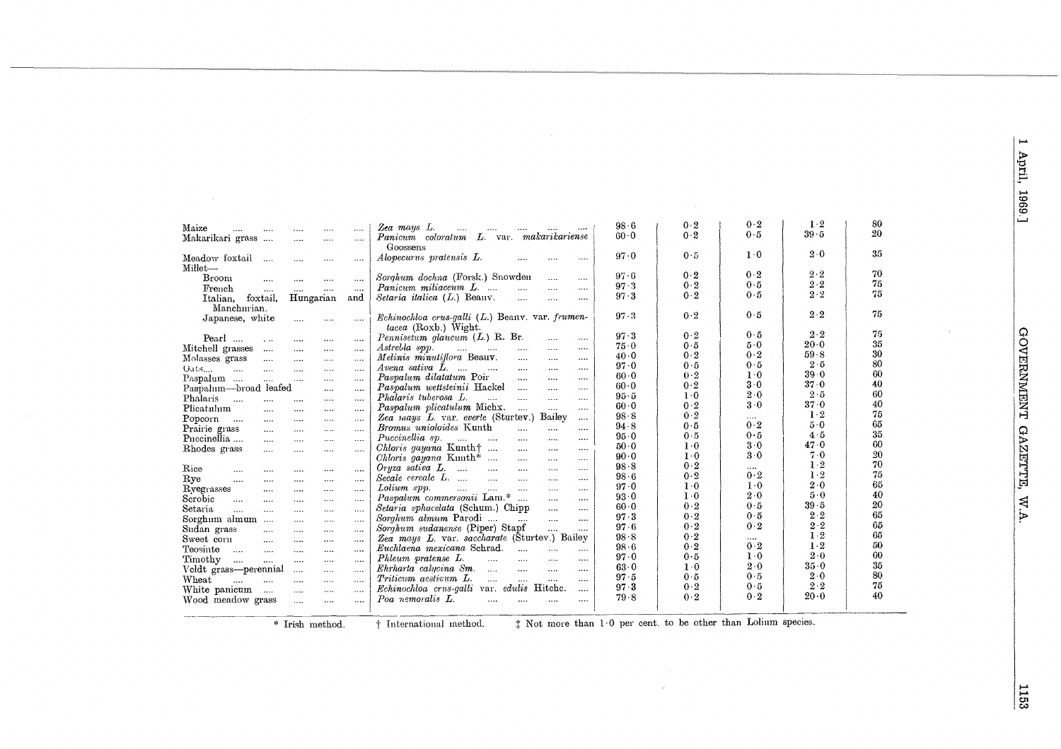| | | | | | | |
|---|---|---|---|---|---|---|
| Maize | *Zea mays* L. | 98·6 | 0·2 | 0·2 | 1·2 | 80 |
| Makarikari grass | *Panicum coloratum* L. var. *makarikariense* Goossens | 60·0 | 0·2 | 0·5 | 39·5 | 20 |
| Meadow foxtail | *Alopecurus pratensis* L. | 97·0 | 0·5 | 1·0 | 2·0 | 35 |
| Millet— | | | | | | |
| Broom | *Sorghum dochna* (Forsk.) Snowden | 97·6 | 0·2 | 0·2 | 2·2 | 70 |
| French | *Panicum miliaceum* L. | 97·3 | 0·2 | 0·5 | 2·2 | 75 |
| Italian, foxtail, Hungarian and Manchurian. | *Setaria italica* (L.) Beauv. | 97·3 | 0·2 | 0·5 | 2·2 | 75 |
| Japanese, white | *Echinochloa crus-galli* (L.) Beauv. var. *frumentacea* (Roxb.) Wight. | 97·3 | 0·2 | 0·5 | 2·2 | 75 |
| Pearl | *Pennisetum glaucum* (L.) R. Br. | 97·3 | 0·2 | 0·5 | 2·2 | 75 |
| Mitchell grasses | *Astrebla spp.* | 75·0 | 0·5 | 5·0 | 20·0 | 35 |
| Molasses grass | *Melinis minutiflora* Beauv. | 40·0 | 0·2 | 0·2 | 59·8 | 30 |
| Oats | *Avena sativa* L. | 97·0 | 0·5 | 0·5 | 2·5 | 80 |
| Paspalum | *Paspalum dilatatum* Poir | 60·0 | 0·2 | 1·0 | 39·0 | 60 |
| Paspalum—broad leafed | *Paspalum wettsteinii* Hackel | 60·0 | 0·2 | 3·0 | 37·0 | 40 |
| Phalaris | *Phalaris tuberosa* L. | 95·5 | 1·0 | 2·0 | 2·5 | 60 |
| Plicatulum | *Paspalum plicatulum* Michx. | 60·0 | 0·2 | 3·0 | 37·0 | 40 |
| Popcorn | *Zea mays* L. var. *everte* (Sturtev.) Bailey | 98·8 | 0·2 | .... | 1·2 | 75 |
| Prairie grass | *Bromus unioloides* Kunth | 94·8 | 0·5 | 0·2 | 5·0 | 65 |
| Puccinellia | *Puccinellia sp.* | 95·0 | 0·5 | 0·5 | 4·5 | 35 |
| Rhodes grass | *Chloris gayana* Kunth† | 50·0 | 1·0 | 3·0 | 47·0 | 60 |
| | *Chloris gayana* Kunth* | 90·0 | 1·0 | 3·0 | 7·0 | 20 |
| Rice | *Oryza sativa* L. | 98·8 | 0·2 | .... | 1·2 | 70 |
| Rye | *Secale cereale* L. | 98·6 | 0·2 | 0·2 | 1·2 | 75 |
| Ryegrasses | *Lolium spp.* | 97·0 | 1·0 | 1·0 | 2·0 | 65 |
| Scrobic | *Paspalum commersonii* Lam.* | 93·0 | 1·0 | 2·0 | 5·0 | 40 |
| Setaria | *Setaria sphacelata* (Schum.) Chipp | 60·0 | 0·2 | 0·5 | 39·5 | 20 |
| Sorghum almum | *Sorghum almum* Parodi | 97·3 | 0·2 | 0·5 | 2·2 | 65 |
| Sudan grass | *Sorghum sudanense* (Piper) Stapf | 97·6 | 0·2 | 0·2 | 2·2 | 65 |
| Sweet corn | *Zea mays* L. var. *saccharate* (Sturtev.) Bailey | 98·8 | 0·2 | .... | 1·2 | 65 |
| Teosinte | *Euchlaena mexicana* Schrad. | 98·6 | 0·2 | 0·2 | 1·2 | 50 |
| Timothy | *Phleum pratense* L. | 97·0 | 0·5 | 1·0 | 2·0 | 60 |
| Veldt grass—perennial | *Ehrharta calycina* Sm. | 63·0 | 1·0 | 2·0 | 35·0 | 35 |
| Wheat | *Triticum aestivum* L. | 97·5 | 0·5 | 0·5 | 2·0 | 80 |
| White panicum | *Echinochloa crus-galli* var. *edulis* Hitchc. | 97·3 | 0·2 | 0·5 | 2·2 | 75 |
| Wood meadow grass | *Poa nemoralis* L. | 79·8 | 0·2 | 0·2 | 20·0 | 40 |

\* Irish method. † International method. ‡ Not more than 1·0 per cent. to be other than Lolium species.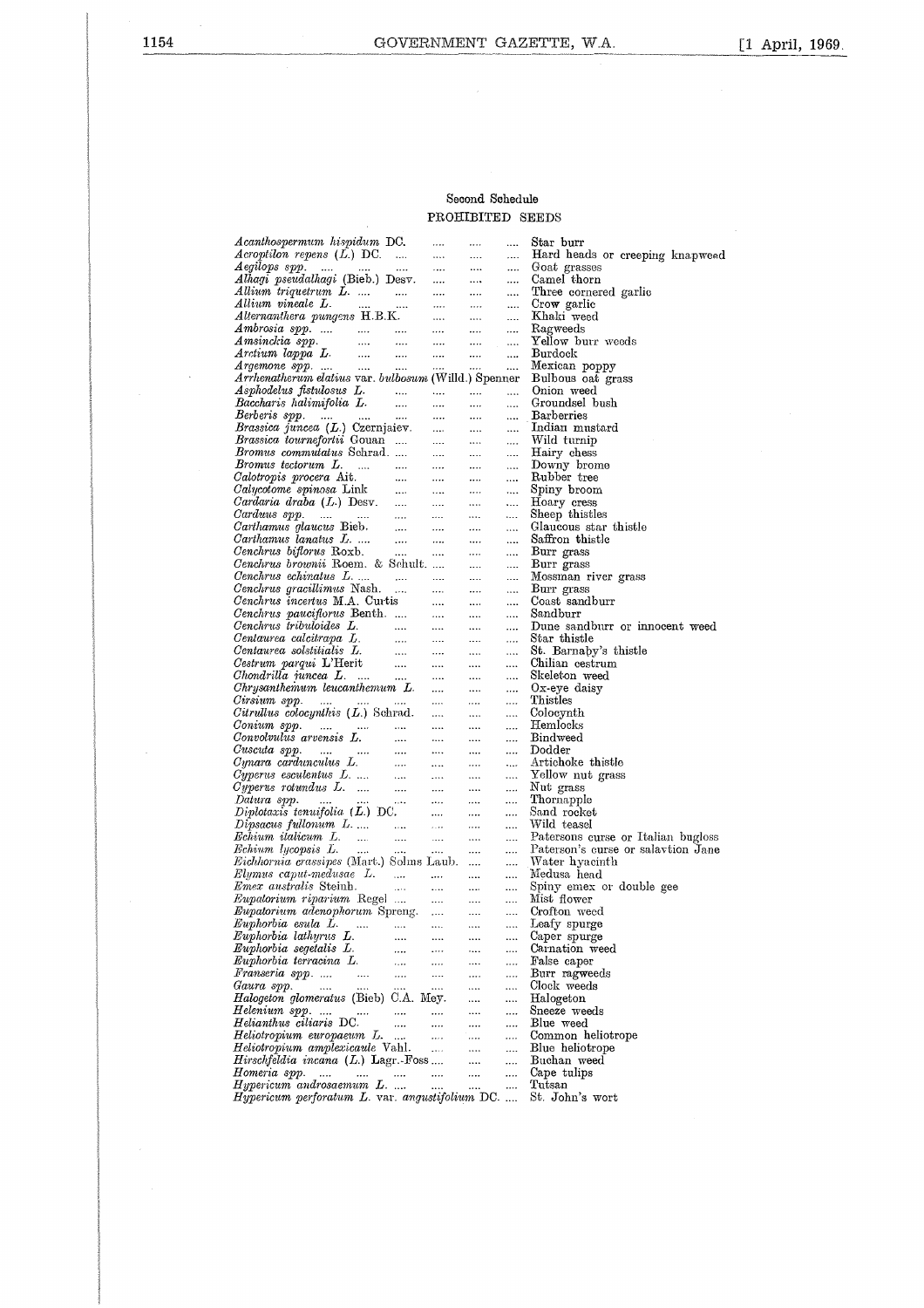## Second Schedule

### PROHIBITED SEEDS

| | |
|---|---|
| *Acanthospermum hispidum* DC. | Star burr |
| *Acroptilon repens* (*L.*) DC. | Hard heads or creeping knapweed |
| *Aegilops spp.* | Goat grasses |
| *Alhagi pseudalhagi* (Bieb.) Desv. | Camel thorn |
| *Allium triquetrum L.* | Three cornered garlic |
| *Allium vineale L.* | Crow garlic |
| *Alternanthera pungens* H.B.K. | Khaki weed |
| *Ambrosia spp.* | Ragweeds |
| *Amsinckia spp.* | Yellow burr weeds |
| *Arctium lappa L.* | Burdock |
| *Argemone spp.* | Mexican poppy |
| *Arrhenatherum elatius* var. *bulbosum* (Willd.) Spenner | Bulbous oat grass |
| *Asphodelus fistulosus L.* | Onion weed |
| *Baccharis halimifolia L.* | Groundsel bush |
| *Berberis spp.* | Barberries |
| *Brassica juncea* (*L.*) Czernjaiev. | Indian mustard |
| *Brassica tournefortii* Gouan | Wild turnip |
| *Bromus commutatus* Schrad. | Hairy chess |
| *Bromus tectorum L.* | Downy brome |
| *Calotropis procera* Ait. | Rubber tree |
| *Calycotome spinosa* Link | Spiny broom |
| *Cardaria draba* (*L.*) Desv. | Hoary cress |
| *Carduus spp.* | Sheep thistles |
| *Carthamus glaucus* Bieb. | Glaucous star thistle |
| *Carthamus lanatus L.* | Saffron thistle |
| *Cenchrus biflorus* Roxb. | Burr grass |
| *Cenchrus brownii* Roem. & Schult. | Burr grass |
| *Cenchrus echinatus L.* | Mossman river grass |
| *Cenchrus gracillimus* Nash. | Burr grass |
| *Cenchrus incertus* M.A. Curtis | Coast sandburr |
| *Cenchrus pauciflorus* Benth. | Sandburr |
| *Cenchrus tribuloides L.* | Dune sandburr or innocent weed |
| *Centaurea calcitrapa L.* | Star thistle |
| *Centaurea solstitialis L.* | St. Barnaby's thistle |
| *Cestrum parqui* L'Herit | Chilian cestrum |
| *Chondrilla juncea L.* | Skeleton weed |
| *Chrysanthemum leucanthemum L.* | Ox-eye daisy |
| *Cirsium spp.* | Thistles |
| *Citrullus colocynthis* (*L.*) Schrad. | Colocynth |
| *Conium spp.* | Hemlocks |
| *Convolvulus arvensis L.* | Bindweed |
| *Cuscuta spp.* | Dodder |
| *Cynara cardunculus L.* | Artichoke thistle |
| *Cyperus esculentus L.* | Yellow nut grass |
| *Cyperus rotundus L.* | Nut grass |
| *Datura spp.* | Thornapple |
| *Diplotaxis tenuifolia* (*L.*) DC. | Sand rocket |
| *Dipsacus fullonum L.* | Wild teasel |
| *Echium italicum L.* | Patersons curse or Italian bugloss |
| *Echium lycopsis L.* | Paterson's curse or salavtion Jane |
| *Eichhornia crassipes* (Mart.) Solms Laub. | Water hyacinth |
| *Elymus caput-medusae L.* | Medusa head |
| *Emex australis* Steinh. | Spiny emex or double gee |
| *Eupatorium riparium* Regel | Mist flower |
| *Eupatorium adenophorum* Spreng. | Crofton weed |
| *Euphorbia esula L.* | Leafy spurge |
| *Euphorbia lathyrus L.* | Caper spurge |
| *Euphorbia segetalis L.* | Carnation weed |
| *Euphorbia terracina L.* | False caper |
| *Franseria spp.* | Burr ragweeds |
| *Gaura spp.* | Clock weeds |
| *Halogeton glomeratus* (Bieb) C.A. Mey. | Halogeton |
| *Helenium spp.* | Sneeze weeds |
| *Helianthus ciliaris* DC. | Blue weed |
| *Heliotropium europaeum L.* | Common heliotrope |
| *Heliotropium amplexicaule* Vahl. | Blue heliotrope |
| *Hirschfeldia incana* (*L.*) Lagr.-Foss | Buchan weed |
| *Homeria spp.* | Cape tulips |
| *Hypericum androsaemum L.* | Tutsan |
| *Hypericum perforatum L.* var. *angustifolium* DC. | St. John's wort |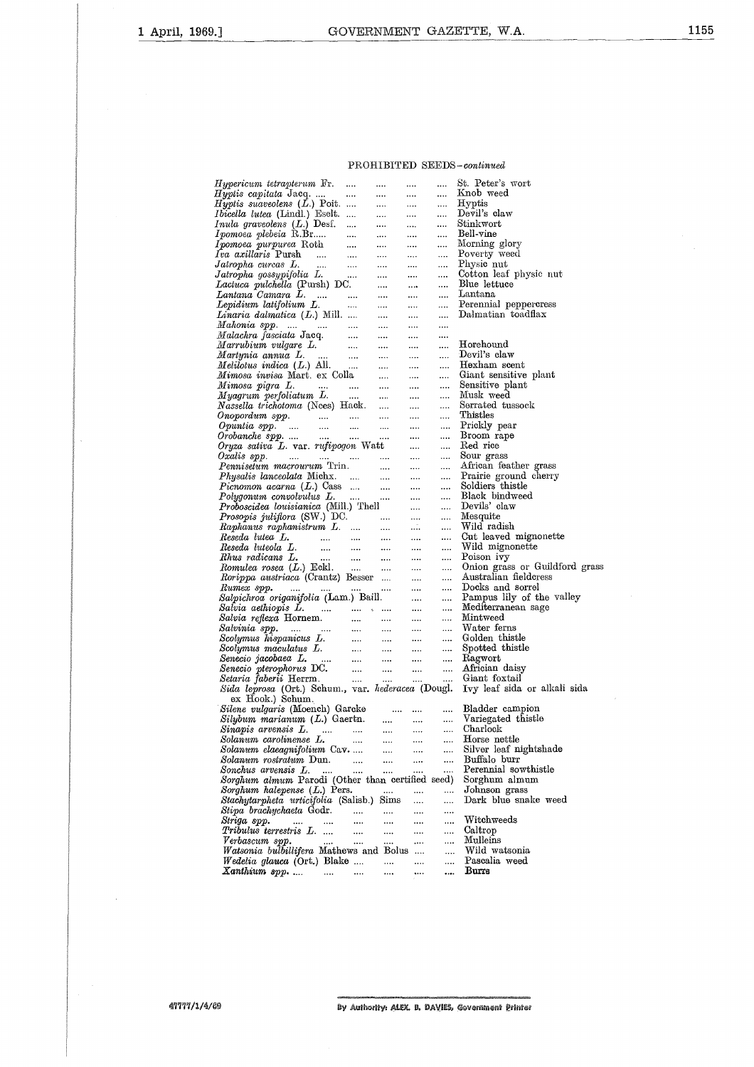PROHIBITED SEEDS—*continued*

| | |
|---|---|
| *Hypericum tetrapterum* Fr. | St. Peter's wort |
| *Hyptis capitata* Jacq. | Knob weed |
| *Hyptis suaveolens* (*L.*) Poit. | Hyptis |
| *Ibicella lutea* (Lindl.) Eselt. | Devil's claw |
| *Inula graveolens* (*L.*) Desf. | Stinkwort |
| *Ipomoea plebeia* R.Br. | Bell-vine |
| *Ipomoea purpurea* Roth | Morning glory |
| *Iva axillaris* Pursh | Poverty weed |
| *Jatropha curcas* *L.* | Physic nut |
| *Jatropha gossypifolia* *L.* | Cotton leaf physic nut |
| *Lactuca pulchella* (Pursh) DC. | Blue lettuce |
| *Lantana Camara* *L.* | Lantana |
| *Lepidium latifolium* *L.* | Perennial peppercress |
| *Linaria dalmatica* (*L.*) Mill. | Dalmatian toadflax |
| *Mahonia spp.* | |
| *Malachra fasciata* Jacq. | |
| *Marrubium vulgare* *L.* | Horehound |
| *Martynia annua* *L.* | Devil's claw |
| *Melilotus indica* (*L.*) All. | Hexham scent |
| *Mimosa invisa* Mart. ex Colla | Giant sensitive plant |
| *Mimosa pigra* *L.* | Sensitive plant |
| *Myagrum perfoliatum* *L.* | Musk weed |
| *Nassella trichotoma* (Nees) Hack. | Serrated tussock |
| *Onopordum spp.* | Thistles |
| *Opuntia spp.* | Prickly pear |
| *Orobanche spp.* | Broom rape |
| *Oryza sativa* *L.* var. *rufipogon* Watt | Red rice |
| *Oxalis spp.* | Sour grass |
| *Pennisetum macrourum* Trin. | African feather grass |
| *Physalis lanceolata* Michx. | Prairie ground cherry |
| *Picnomon acarna* (*L.*) Cass | Soldiers thistle |
| *Polygonum convolvulus* *L.* | Black bindweed |
| *Proboscidea louisianica* (Mill.) Thell | Devils' claw |
| *Prosopis juliflora* (SW.) DC. | Mesquite |
| *Raphanus raphanistrum* *L.* | Wild radish |
| *Reseda lutea* *L.* | Cut leaved mignonette |
| *Reseda luteola* *L.* | Wild mignonette |
| *Rhus radicans* *L.* | Poison ivy |
| *Romulea rosea* (*L.*) Eckl. | Onion grass or Guildford grass |
| *Rorippa austriaca* (Crantz) Besser | Australian fieldcress |
| *Rumex spp.* | Docks and sorrel |
| *Salpichroa origanifolia* (Lam.) Baill. | Pampus lily of the valley |
| *Salvia aethiopis* *L.* | Mediterranean sage |
| *Salvia reflexa* Hornem. | Mintweed |
| *Salvinia spp.* | Water ferns |
| *Scolymus hispanicus* *L.* | Golden thistle |
| *Scolymus maculatus* *L.* | Spotted thistle |
| *Senecio jacobaea* *L.* | Ragwort |
| *Senecio pterophorus* DC. | African daisy |
| *Setaria faberii* Herrm. | Giant foxtail |
| *Sida leprosa* (Ort.) Schum., var. *hederacea* (Dougl. ex Hook.) Schum. | Ivy leaf sida or alkali sida |
| *Silene vulgaris* (Moench) Garcke | Bladder campion |
| *Silybum marianum* (*L.*) Gaertn. | Variegated thistle |
| *Sinapis arvensis* *L.* | Charlock |
| *Solanum carolinense* *L.* | Horse nettle |
| *Solanum elaeagnifolium* Cav. | Silver leaf nightshade |
| *Solanum rostratum* Dun. | Buffalo burr |
| *Sonchus arvensis* *L.* | Perennial sowthistle |
| *Sorghum almum* Parodi (Other than certified seed) | Sorghum almum |
| *Sorghum halepense* (*L.*) Pers. | Johnson grass |
| *Stachytarpheta urticifolia* (Salisb.) Sims | Dark blue snake weed |
| *Stipa brachychaeta* Godr. | |
| *Striga spp.* | Witchweeds |
| *Tribulus terrestris* *L.* | Caltrop |
| *Verbascum spp.* | Mulleins |
| *Watsonia bulbillifera* Mathews and Bolus | Wild watsonia |
| *Wedelia glauca* (Ort.) Blake | Pascalia weed |
| *Xanthium spp.* | Burrs |

47777/1/4/69

By Authority: ALEX. B. DAVIES, Government Printer